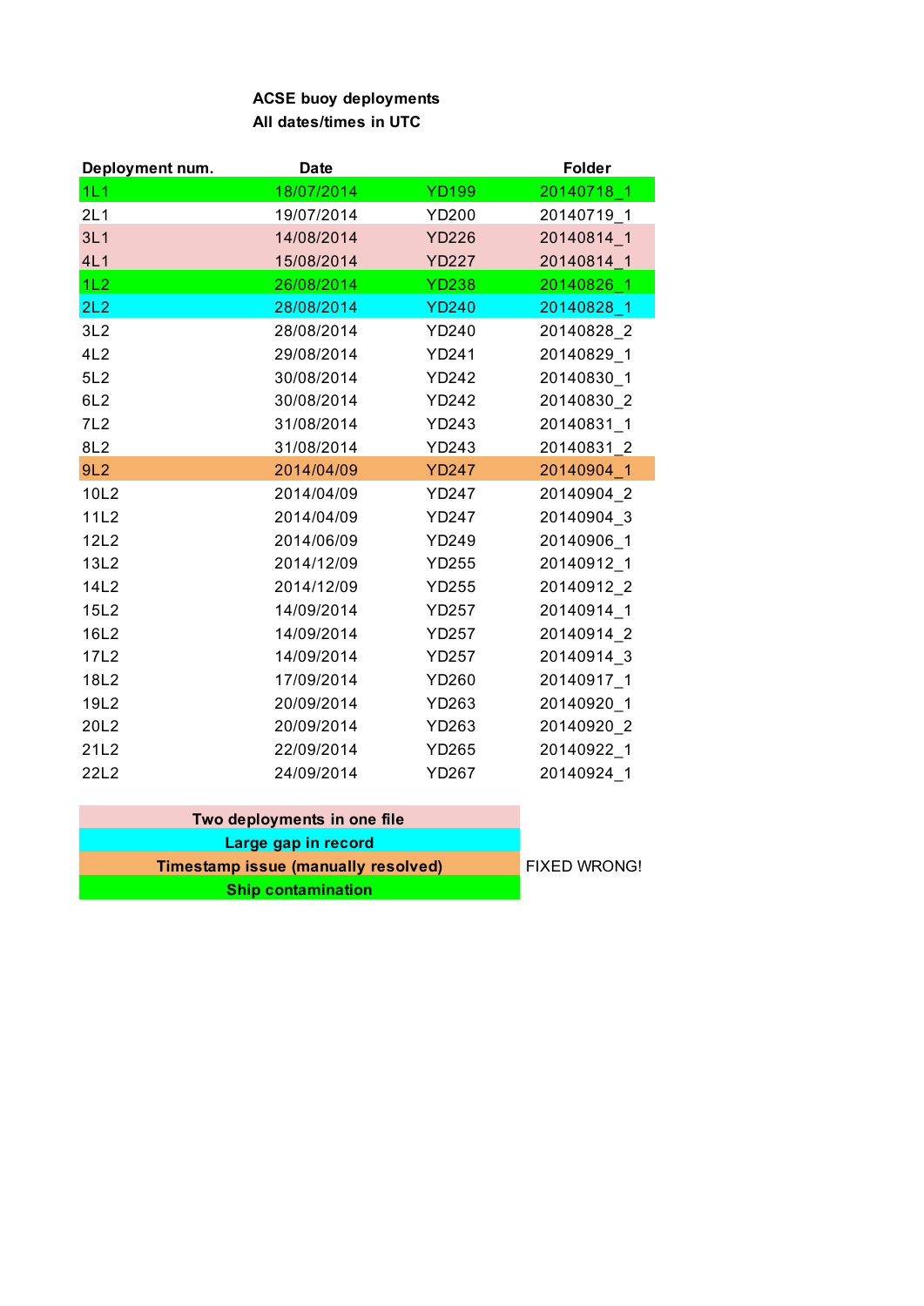**ACSE buoy deployments**
**All dates/times in UTC**

| Deployment num. | Date | | Folder |
|---|---|---|---|
| 1L1 | 18/07/2014 | YD199 | 20140718_1 |
| 2L1 | 19/07/2014 | YD200 | 20140719_1 |
| 3L1 | 14/08/2014 | YD226 | 20140814_1 |
| 4L1 | 15/08/2014 | YD227 | 20140814_1 |
| 1L2 | 26/08/2014 | YD238 | 20140826_1 |
| 2L2 | 28/08/2014 | YD240 | 20140828_1 |
| 3L2 | 28/08/2014 | YD240 | 20140828_2 |
| 4L2 | 29/08/2014 | YD241 | 20140829_1 |
| 5L2 | 30/08/2014 | YD242 | 20140830_1 |
| 6L2 | 30/08/2014 | YD242 | 20140830_2 |
| 7L2 | 31/08/2014 | YD243 | 20140831_1 |
| 8L2 | 31/08/2014 | YD243 | 20140831_2 |
| 9L2 | 2014/04/09 | YD247 | 20140904_1 |
| 10L2 | 2014/04/09 | YD247 | 20140904_2 |
| 11L2 | 2014/04/09 | YD247 | 20140904_3 |
| 12L2 | 2014/06/09 | YD249 | 20140906_1 |
| 13L2 | 2014/12/09 | YD255 | 20140912_1 |
| 14L2 | 2014/12/09 | YD255 | 20140912_2 |
| 15L2 | 14/09/2014 | YD257 | 20140914_1 |
| 16L2 | 14/09/2014 | YD257 | 20140914_2 |
| 17L2 | 14/09/2014 | YD257 | 20140914_3 |
| 18L2 | 17/09/2014 | YD260 | 20140917_1 |
| 19L2 | 20/09/2014 | YD263 | 20140920_1 |
| 20L2 | 20/09/2014 | YD263 | 20140920_2 |
| 21L2 | 22/09/2014 | YD265 | 20140922_1 |
| 22L2 | 24/09/2014 | YD267 | 20140924_1 |

| Legend | |
|---|---|
| **Two deployments in one file** | |
| **Large gap in record** | |
| **Timestamp issue (manually resolved)** | FIXED WRONG! |
| **Ship contamination** | |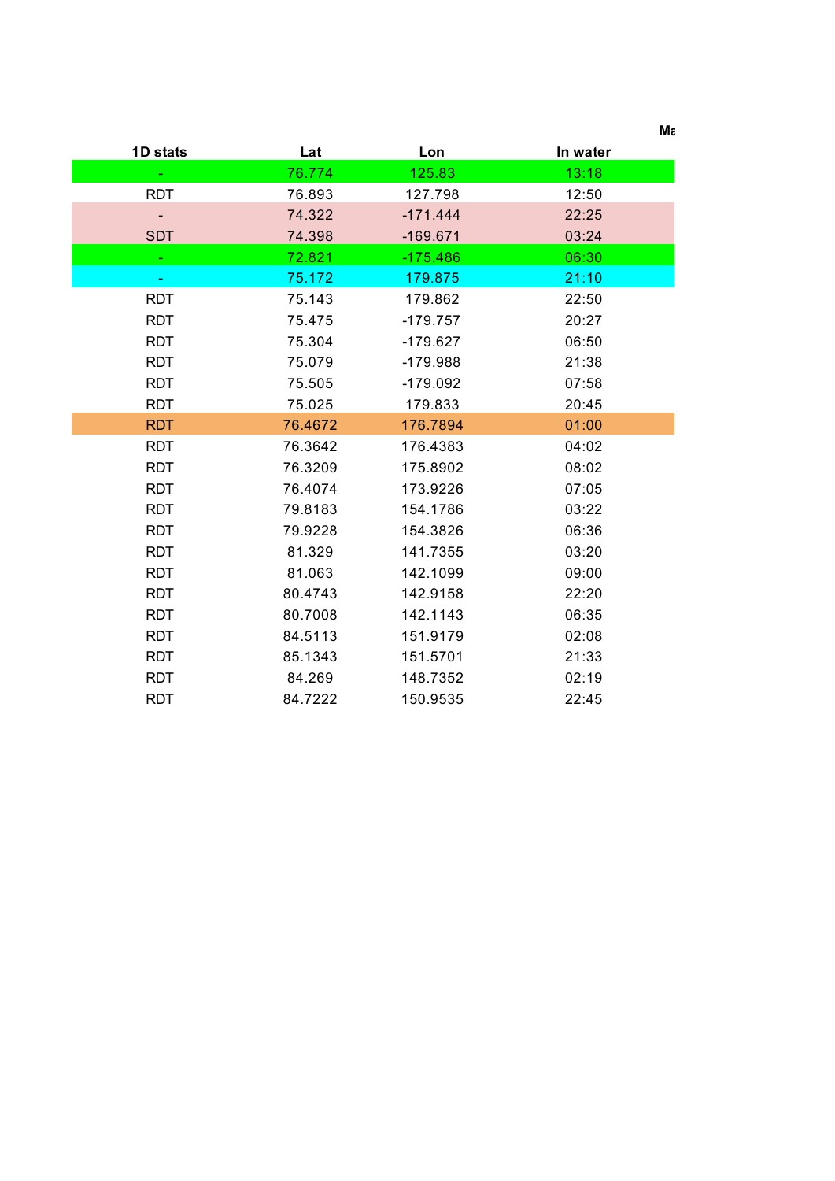Ma

| 1D stats | Lat | Lon | In water |
|---|---|---|---|
| - | 76.774 | 125.83 | 13:18 |
| RDT | 76.893 | 127.798 | 12:50 |
| - | 74.322 | -171.444 | 22:25 |
| SDT | 74.398 | -169.671 | 03:24 |
| - | 72.821 | -175.486 | 06:30 |
| - | 75.172 | 179.875 | 21:10 |
| RDT | 75.143 | 179.862 | 22:50 |
| RDT | 75.475 | -179.757 | 20:27 |
| RDT | 75.304 | -179.627 | 06:50 |
| RDT | 75.079 | -179.988 | 21:38 |
| RDT | 75.505 | -179.092 | 07:58 |
| RDT | 75.025 | 179.833 | 20:45 |
| RDT | 76.4672 | 176.7894 | 01:00 |
| RDT | 76.3642 | 176.4383 | 04:02 |
| RDT | 76.3209 | 175.8902 | 08:02 |
| RDT | 76.4074 | 173.9226 | 07:05 |
| RDT | 79.8183 | 154.1786 | 03:22 |
| RDT | 79.9228 | 154.3826 | 06:36 |
| RDT | 81.329 | 141.7355 | 03:20 |
| RDT | 81.063 | 142.1099 | 09:00 |
| RDT | 80.4743 | 142.9158 | 22:20 |
| RDT | 80.7008 | 142.1143 | 06:35 |
| RDT | 84.5113 | 151.9179 | 02:08 |
| RDT | 85.1343 | 151.5701 | 21:33 |
| RDT | 84.269 | 148.7352 | 02:19 |
| RDT | 84.7222 | 150.9535 | 22:45 |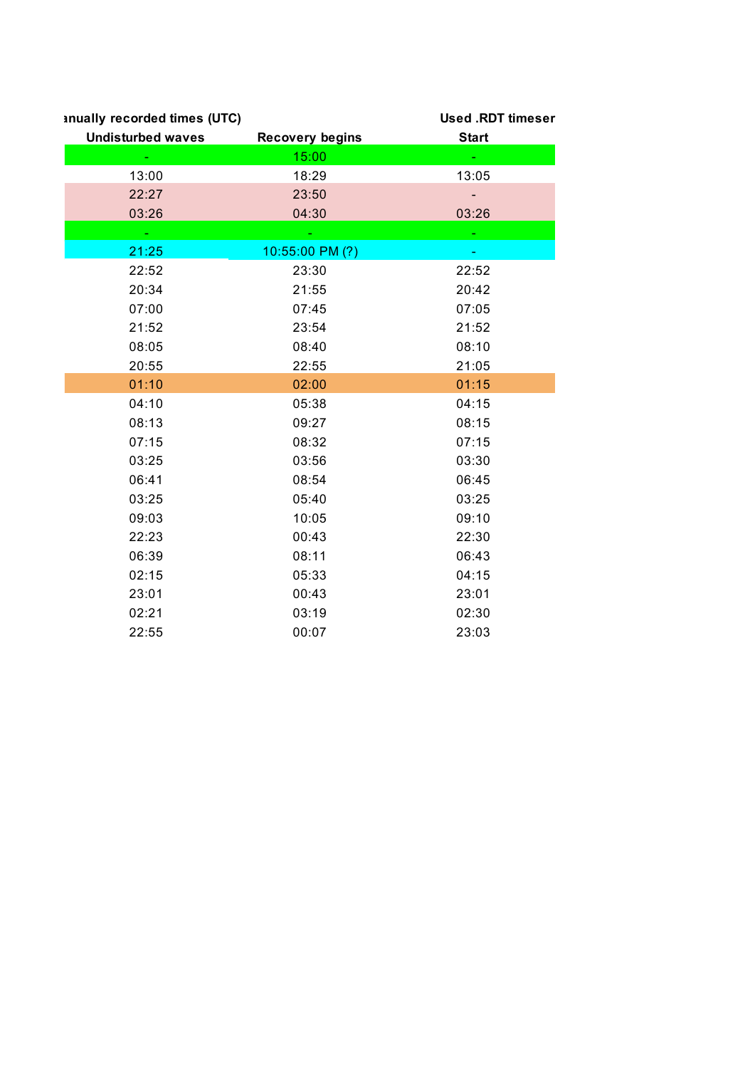| anually recorded times (UTC) | | Used .RDT timeser |
|---|---|---|
| Undisturbed waves | Recovery begins | Start |
| - | 15:00 | - |
| 13:00 | 18:29 | 13:05 |
| 22:27 | 23:50 | - |
| 03:26 | 04:30 | 03:26 |
| - | - | - |
| 21:25 | 10:55:00 PM (?) | - |
| 22:52 | 23:30 | 22:52 |
| 20:34 | 21:55 | 20:42 |
| 07:00 | 07:45 | 07:05 |
| 21:52 | 23:54 | 21:52 |
| 08:05 | 08:40 | 08:10 |
| 20:55 | 22:55 | 21:05 |
| 01:10 | 02:00 | 01:15 |
| 04:10 | 05:38 | 04:15 |
| 08:13 | 09:27 | 08:15 |
| 07:15 | 08:32 | 07:15 |
| 03:25 | 03:56 | 03:30 |
| 06:41 | 08:54 | 06:45 |
| 03:25 | 05:40 | 03:25 |
| 09:03 | 10:05 | 09:10 |
| 22:23 | 00:43 | 22:30 |
| 06:39 | 08:11 | 06:43 |
| 02:15 | 05:33 | 04:15 |
| 23:01 | 00:43 | 23:01 |
| 02:21 | 03:19 | 02:30 |
| 22:55 | 00:07 | 23:03 |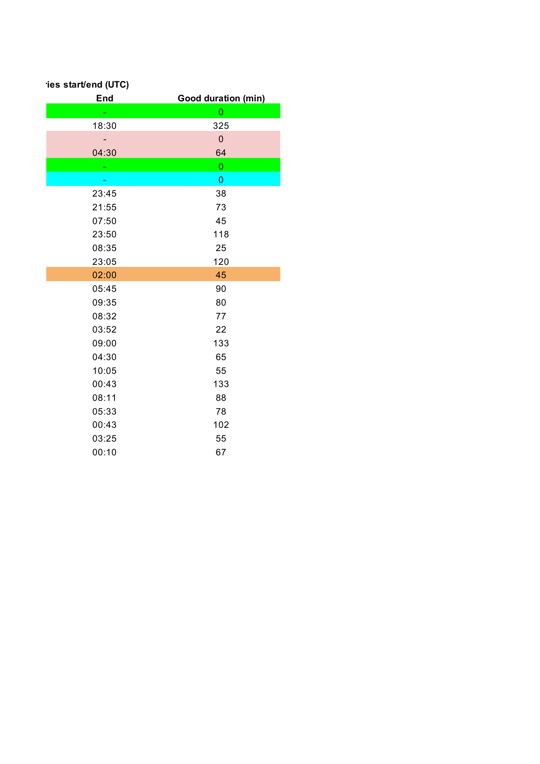ries start/end (UTC)

| End | Good duration (min) |
|---|---|
| - | 0 |
| 18:30 | 325 |
| - | 0 |
| 04:30 | 64 |
| - | 0 |
| - | 0 |
| 23:45 | 38 |
| 21:55 | 73 |
| 07:50 | 45 |
| 23:50 | 118 |
| 08:35 | 25 |
| 23:05 | 120 |
| 02:00 | 45 |
| 05:45 | 90 |
| 09:35 | 80 |
| 08:32 | 77 |
| 03:52 | 22 |
| 09:00 | 133 |
| 04:30 | 65 |
| 10:05 | 55 |
| 00:43 | 133 |
| 08:11 | 88 |
| 05:33 | 78 |
| 00:43 | 102 |
| 03:25 | 55 |
| 00:10 | 67 |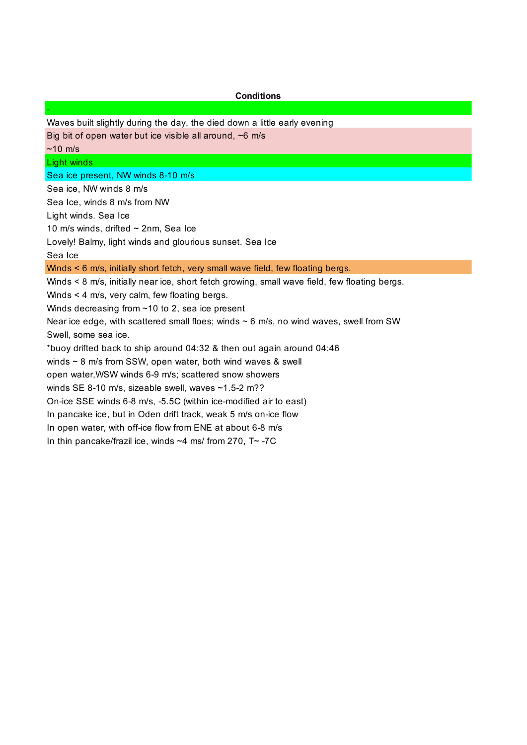| Conditions |
| --- |
| - |
| Waves built slightly during the day, the died down a little early evening |
| Big bit of open water but ice visible all around, ~6 m/s |
| ~10 m/s |
| Light winds |
| Sea ice present, NW winds 8-10 m/s |
| Sea ice, NW winds 8 m/s |
| Sea Ice, winds 8 m/s from NW |
| Light winds. Sea Ice |
| 10 m/s winds, drifted ~ 2nm, Sea Ice |
| Lovely! Balmy, light winds and glourious sunset. Sea Ice |
| Sea Ice |
| Winds < 6 m/s, initially short fetch, very small wave field, few floating bergs. |
| Winds < 8 m/s, initially near ice, short fetch growing, small wave field, few floating bergs. |
| Winds < 4 m/s, very calm, few floating bergs. |
| Winds decreasing from ~10 to 2, sea ice present |
| Near ice edge, with scattered small floes; winds ~ 6 m/s, no wind waves, swell from SW |
| Swell, some sea ice. |
| *buoy drifted back to ship around 04:32 & then out again around 04:46 |
| winds ~ 8 m/s from SSW, open water, both wind waves & swell |
| open water,WSW winds 6-9 m/s; scattered snow showers |
| winds SE 8-10 m/s, sizeable swell, waves ~1.5-2 m?? |
| On-ice SSE winds 6-8 m/s, -5.5C (within ice-modified air to east) |
| In pancake ice, but in Oden drift track, weak 5 m/s on-ice flow |
| In open water, with off-ice flow from ENE at about 6-8 m/s |
| In thin pancake/frazil ice, winds ~4 ms/ from 270, T~ -7C |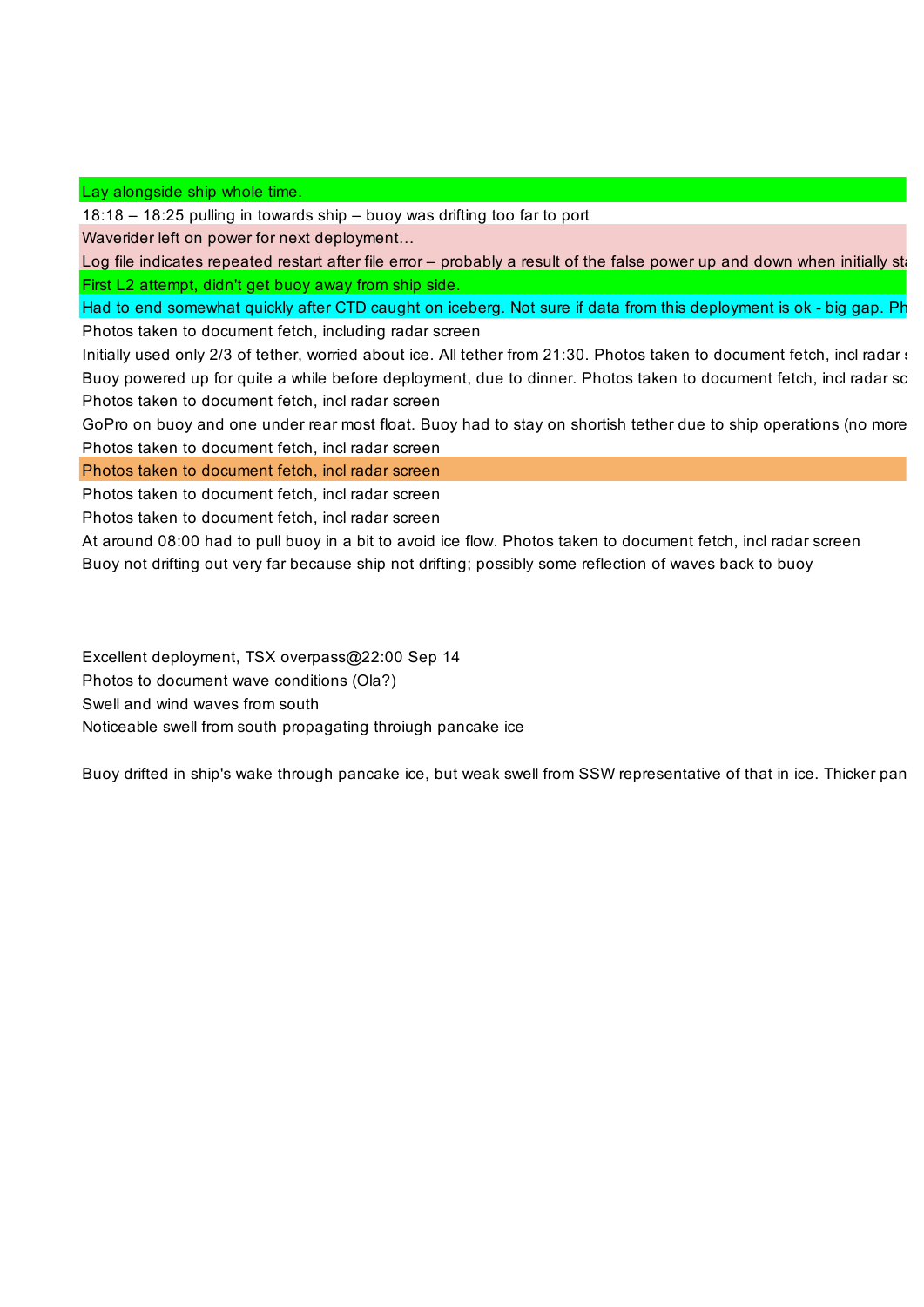Lay alongside ship whole time.

18:18 – 18:25 pulling in towards ship – buoy was drifting too far to port

Waverider left on power for next deployment…

Log file indicates repeated restart after file error – probably a result of the false power up and down when initially st

First L2 attempt, didn't get buoy away from ship side.

Had to end somewhat quickly after CTD caught on iceberg. Not sure if data from this deployment is ok - big gap. Ph

Photos taken to document fetch, including radar screen

Initially used only 2/3 of tether, worried about ice. All tether from 21:30. Photos taken to document fetch, incl radar s

Buoy powered up for quite a while before deployment, due to dinner. Photos taken to document fetch, incl radar sc

Photos taken to document fetch, incl radar screen

GoPro on buoy and one under rear most float. Buoy had to stay on shortish tether due to ship operations (no more

Photos taken to document fetch, incl radar screen

Photos taken to document fetch, incl radar screen

Photos taken to document fetch, incl radar screen

Photos taken to document fetch, incl radar screen

At around 08:00 had to pull buoy in a bit to avoid ice flow. Photos taken to document fetch, incl radar screen

Buoy not drifting out very far because ship not drifting; possibly some reflection of waves back to buoy

Excellent deployment, TSX overpass@22:00 Sep 14

Photos to document wave conditions (Ola?)

Swell and wind waves from south

Noticeable swell from south propagating throiugh pancake ice

Buoy drifted in ship's wake through pancake ice, but weak swell from SSW representative of that in ice. Thicker pan